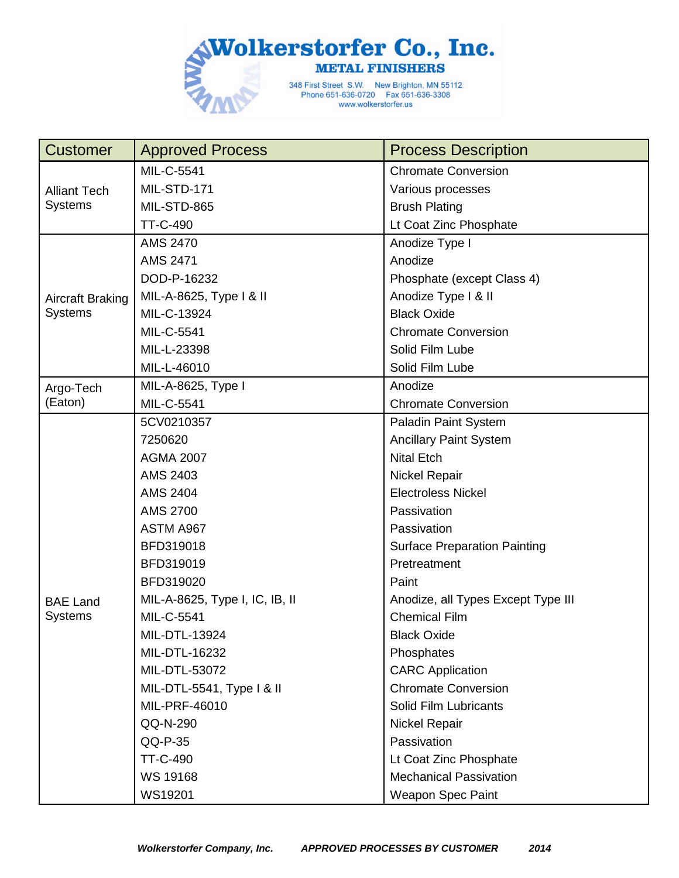# Wolkerstorfer Co., Inc.

**METAL FINISHERS**

348 First Street S.W. New Brighton, MN 55112
Phone 651-636-0720 Fax 651-636-3308
www.wolkerstorfer.us

| Customer | Approved Process | Process Description |
| --- | --- | --- |
| Alliant Tech Systems | MIL-C-5541 | Chromate Conversion |
| | MIL-STD-171 | Various processes |
| | MIL-STD-865 | Brush Plating |
| | TT-C-490 | Lt Coat Zinc Phosphate |
| Aircraft Braking Systems | AMS 2470 | Anodize Type I |
| | AMS 2471 | Anodize |
| | DOD-P-16232 | Phosphate (except Class 4) |
| | MIL-A-8625, Type I & II | Anodize Type I & II |
| | MIL-C-13924 | Black Oxide |
| | MIL-C-5541 | Chromate Conversion |
| | MIL-L-23398 | Solid Film Lube |
| | MIL-L-46010 | Solid Film Lube |
| Argo-Tech (Eaton) | MIL-A-8625, Type I | Anodize |
| | MIL-C-5541 | Chromate Conversion |
| BAE Land Systems | 5CV0210357 | Paladin Paint System |
| | 7250620 | Ancillary Paint System |
| | AGMA 2007 | Nital Etch |
| | AMS 2403 | Nickel Repair |
| | AMS 2404 | Electroless Nickel |
| | AMS 2700 | Passivation |
| | ASTM A967 | Passivation |
| | BFD319018 | Surface Preparation Painting |
| | BFD319019 | Pretreatment |
| | BFD319020 | Paint |
| | MIL-A-8625, Type I, IC, IB, II | Anodize, all Types Except Type III |
| | MIL-C-5541 | Chemical Film |
| | MIL-DTL-13924 | Black Oxide |
| | MIL-DTL-16232 | Phosphates |
| | MIL-DTL-53072 | CARC Application |
| | MIL-DTL-5541, Type I & II | Chromate Conversion |
| | MIL-PRF-46010 | Solid Film Lubricants |
| | QQ-N-290 | Nickel Repair |
| | QQ-P-35 | Passivation |
| | TT-C-490 | Lt Coat Zinc Phosphate |
| | WS 19168 | Mechanical Passivation |
| | WS19201 | Weapon Spec Paint |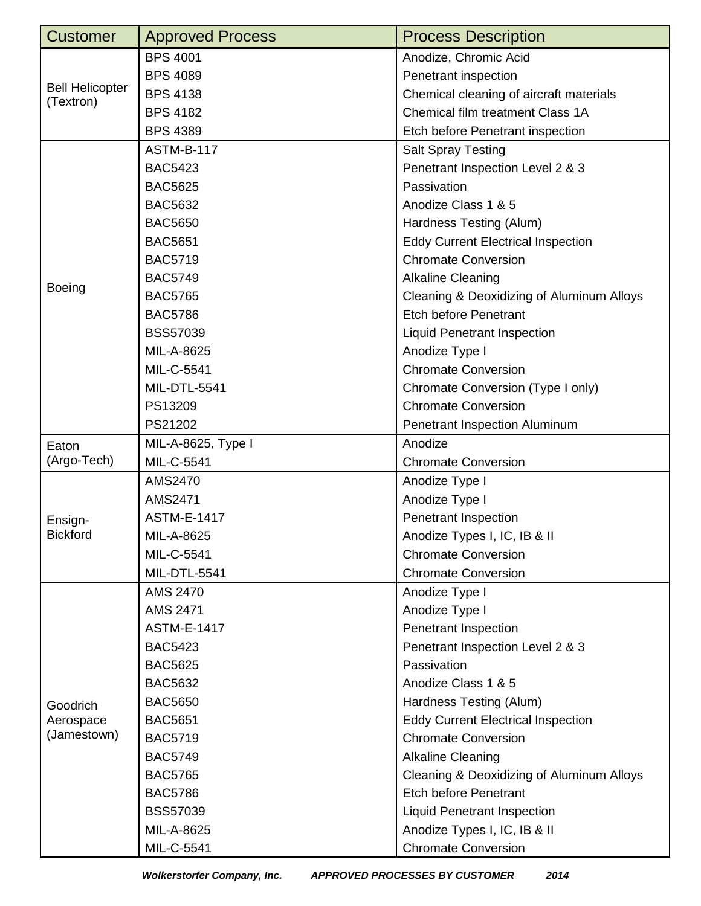| Customer | Approved Process | Process Description |
|---|---|---|
| Bell Helicopter (Textron) | BPS 4001 | Anodize, Chromic Acid |
| | BPS 4089 | Penetrant inspection |
| | BPS 4138 | Chemical cleaning of aircraft materials |
| | BPS 4182 | Chemical film treatment Class 1A |
| | BPS 4389 | Etch before Penetrant inspection |
| Boeing | ASTM-B-117 | Salt Spray Testing |
| | BAC5423 | Penetrant Inspection Level 2 & 3 |
| | BAC5625 | Passivation |
| | BAC5632 | Anodize Class 1 & 5 |
| | BAC5650 | Hardness Testing (Alum) |
| | BAC5651 | Eddy Current Electrical Inspection |
| | BAC5719 | Chromate Conversion |
| | BAC5749 | Alkaline Cleaning |
| | BAC5765 | Cleaning & Deoxidizing of Aluminum Alloys |
| | BAC5786 | Etch before Penetrant |
| | BSS57039 | Liquid Penetrant Inspection |
| | MIL-A-8625 | Anodize Type I |
| | MIL-C-5541 | Chromate Conversion |
| | MIL-DTL-5541 | Chromate Conversion (Type I only) |
| | PS13209 | Chromate Conversion |
| | PS21202 | Penetrant Inspection Aluminum |
| Eaton (Argo-Tech) | MIL-A-8625, Type I | Anodize |
| | MIL-C-5541 | Chromate Conversion |
| Ensign-Bickford | AMS2470 | Anodize Type I |
| | AMS2471 | Anodize Type I |
| | ASTM-E-1417 | Penetrant Inspection |
| | MIL-A-8625 | Anodize Types I, IC, IB & II |
| | MIL-C-5541 | Chromate Conversion |
| | MIL-DTL-5541 | Chromate Conversion |
| Goodrich Aerospace (Jamestown) | AMS 2470 | Anodize Type I |
| | AMS 2471 | Anodize Type I |
| | ASTM-E-1417 | Penetrant Inspection |
| | BAC5423 | Penetrant Inspection Level 2 & 3 |
| | BAC5625 | Passivation |
| | BAC5632 | Anodize Class 1 & 5 |
| | BAC5650 | Hardness Testing (Alum) |
| | BAC5651 | Eddy Current Electrical Inspection |
| | BAC5719 | Chromate Conversion |
| | BAC5749 | Alkaline Cleaning |
| | BAC5765 | Cleaning & Deoxidizing of Aluminum Alloys |
| | BAC5786 | Etch before Penetrant |
| | BSS57039 | Liquid Penetrant Inspection |
| | MIL-A-8625 | Anodize Types I, IC, IB & II |
| | MIL-C-5541 | Chromate Conversion |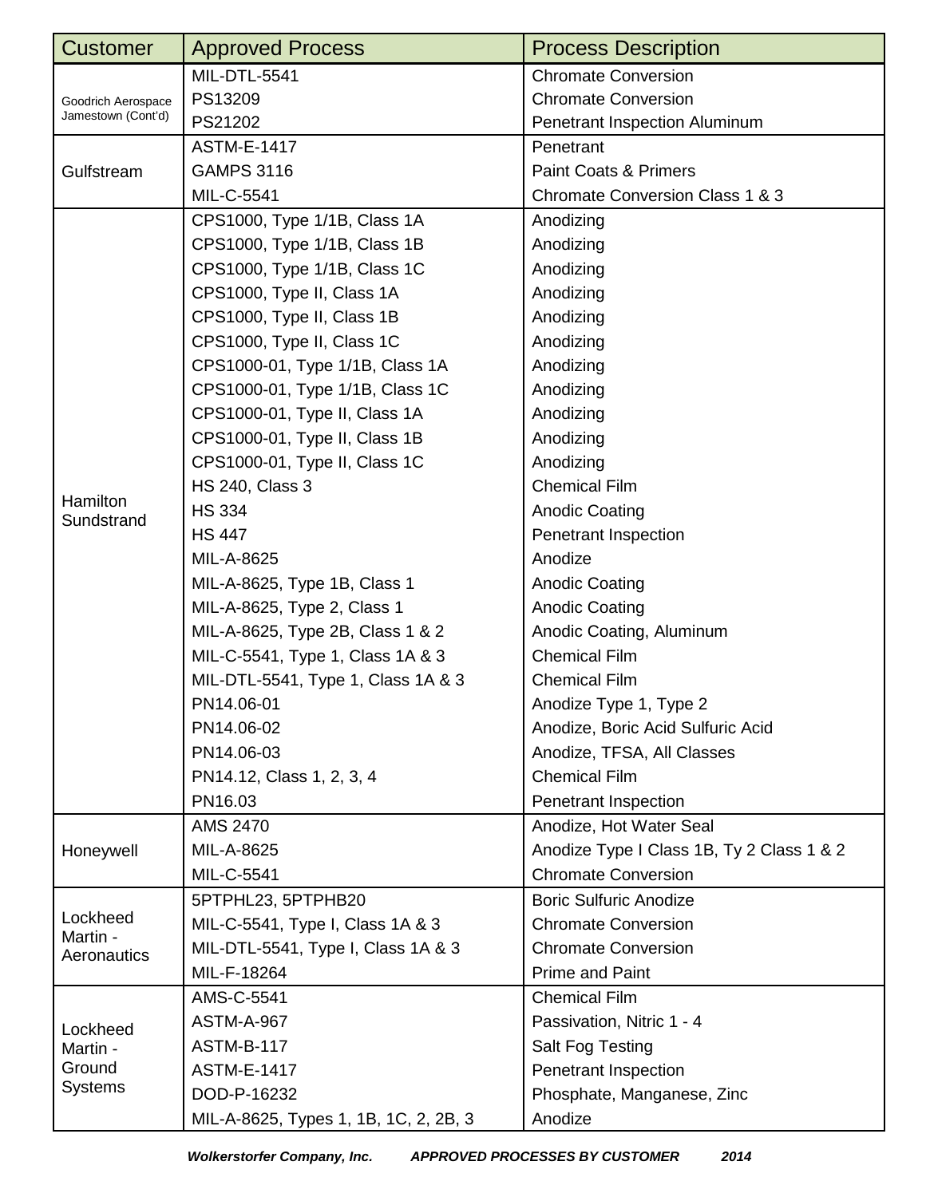| Customer | Approved Process | Process Description |
|---|---|---|
| Goodrich Aerospace Jamestown (Cont'd) | MIL-DTL-5541 | Chromate Conversion |
| | PS13209 | Chromate Conversion |
| | PS21202 | Penetrant Inspection Aluminum |
| Gulfstream | ASTM-E-1417 | Penetrant |
| | GAMPS 3116 | Paint Coats & Primers |
| | MIL-C-5541 | Chromate Conversion Class 1 & 3 |
| Hamilton Sundstrand | CPS1000, Type 1/1B, Class 1A | Anodizing |
| | CPS1000, Type 1/1B, Class 1B | Anodizing |
| | CPS1000, Type 1/1B, Class 1C | Anodizing |
| | CPS1000, Type II, Class 1A | Anodizing |
| | CPS1000, Type II, Class 1B | Anodizing |
| | CPS1000, Type II, Class 1C | Anodizing |
| | CPS1000-01, Type 1/1B, Class 1A | Anodizing |
| | CPS1000-01, Type 1/1B, Class 1C | Anodizing |
| | CPS1000-01, Type II, Class 1A | Anodizing |
| | CPS1000-01, Type II, Class 1B | Anodizing |
| | CPS1000-01, Type II, Class 1C | Anodizing |
| | HS 240, Class 3 | Chemical Film |
| | HS 334 | Anodic Coating |
| | HS 447 | Penetrant Inspection |
| | MIL-A-8625 | Anodize |
| | MIL-A-8625, Type 1B, Class 1 | Anodic Coating |
| | MIL-A-8625, Type 2, Class 1 | Anodic Coating |
| | MIL-A-8625, Type 2B, Class 1 & 2 | Anodic Coating, Aluminum |
| | MIL-C-5541, Type 1, Class 1A & 3 | Chemical Film |
| | MIL-DTL-5541, Type 1, Class 1A & 3 | Chemical Film |
| | PN14.06-01 | Anodize Type 1, Type 2 |
| | PN14.06-02 | Anodize, Boric Acid Sulfuric Acid |
| | PN14.06-03 | Anodize, TFSA, All Classes |
| | PN14.12, Class 1, 2, 3, 4 | Chemical Film |
| | PN16.03 | Penetrant Inspection |
| Honeywell | AMS 2470 | Anodize, Hot Water Seal |
| | MIL-A-8625 | Anodize Type I Class 1B, Ty 2 Class 1 & 2 |
| | MIL-C-5541 | Chromate Conversion |
| Lockheed Martin - Aeronautics | 5PTPHL23, 5PTPHB20 | Boric Sulfuric Anodize |
| | MIL-C-5541, Type I, Class 1A & 3 | Chromate Conversion |
| | MIL-DTL-5541, Type I, Class 1A & 3 | Chromate Conversion |
| | MIL-F-18264 | Prime and Paint |
| Lockheed Martin - Ground Systems | AMS-C-5541 | Chemical Film |
| | ASTM-A-967 | Passivation, Nitric 1 - 4 |
| | ASTM-B-117 | Salt Fog Testing |
| | ASTM-E-1417 | Penetrant Inspection |
| | DOD-P-16232 | Phosphate, Manganese, Zinc |
| | MIL-A-8625, Types 1, 1B, 1C, 2, 2B, 3 | Anodize |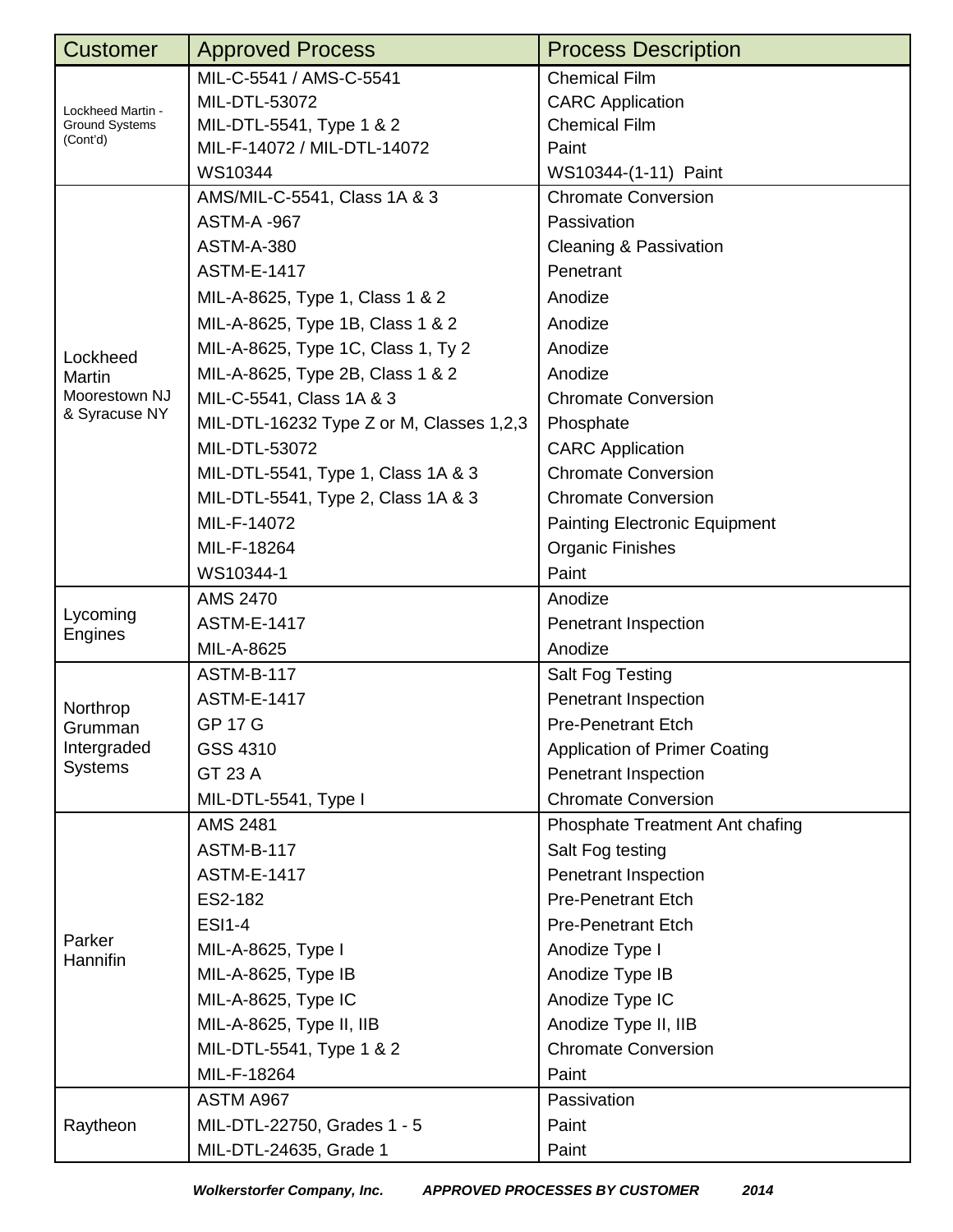| Customer | Approved Process | Process Description |
|---|---|---|
| Lockheed Martin - Ground Systems (Cont'd) | MIL-C-5541 / AMS-C-5541 | Chemical Film |
| | MIL-DTL-53072 | CARC Application |
| | MIL-DTL-5541, Type 1 & 2 | Chemical Film |
| | MIL-F-14072 / MIL-DTL-14072 | Paint |
| | WS10344 | WS10344-(1-11) Paint |
| Lockheed Martin Moorestown NJ & Syracuse NY | AMS/MIL-C-5541, Class 1A & 3 | Chromate Conversion |
| | ASTM-A -967 | Passivation |
| | ASTM-A-380 | Cleaning & Passivation |
| | ASTM-E-1417 | Penetrant |
| | MIL-A-8625, Type 1, Class 1 & 2 | Anodize |
| | MIL-A-8625, Type 1B, Class 1 & 2 | Anodize |
| | MIL-A-8625, Type 1C, Class 1, Ty 2 | Anodize |
| | MIL-A-8625, Type 2B, Class 1 & 2 | Anodize |
| | MIL-C-5541, Class 1A & 3 | Chromate Conversion |
| | MIL-DTL-16232 Type Z or M, Classes 1,2,3 | Phosphate |
| | MIL-DTL-53072 | CARC Application |
| | MIL-DTL-5541, Type 1, Class 1A & 3 | Chromate Conversion |
| | MIL-DTL-5541, Type 2, Class 1A & 3 | Chromate Conversion |
| | MIL-F-14072 | Painting Electronic Equipment |
| | MIL-F-18264 | Organic Finishes |
| | WS10344-1 | Paint |
| Lycoming Engines | AMS 2470 | Anodize |
| | ASTM-E-1417 | Penetrant Inspection |
| | MIL-A-8625 | Anodize |
| Northrop Grumman Intergraded Systems | ASTM-B-117 | Salt Fog Testing |
| | ASTM-E-1417 | Penetrant Inspection |
| | GP 17 G | Pre-Penetrant Etch |
| | GSS 4310 | Application of Primer Coating |
| | GT 23 A | Penetrant Inspection |
| | MIL-DTL-5541, Type I | Chromate Conversion |
| Parker Hannifin | AMS 2481 | Phosphate Treatment Ant chafing |
| | ASTM-B-117 | Salt Fog testing |
| | ASTM-E-1417 | Penetrant Inspection |
| | ES2-182 | Pre-Penetrant Etch |
| | ESI1-4 | Pre-Penetrant Etch |
| | MIL-A-8625, Type I | Anodize Type I |
| | MIL-A-8625, Type IB | Anodize Type IB |
| | MIL-A-8625, Type IC | Anodize Type IC |
| | MIL-A-8625, Type II, IIB | Anodize Type II, IIB |
| | MIL-DTL-5541, Type 1 & 2 | Chromate Conversion |
| | MIL-F-18264 | Paint |
| Raytheon | ASTM A967 | Passivation |
| | MIL-DTL-22750, Grades 1 - 5 | Paint |
| | MIL-DTL-24635, Grade 1 | Paint |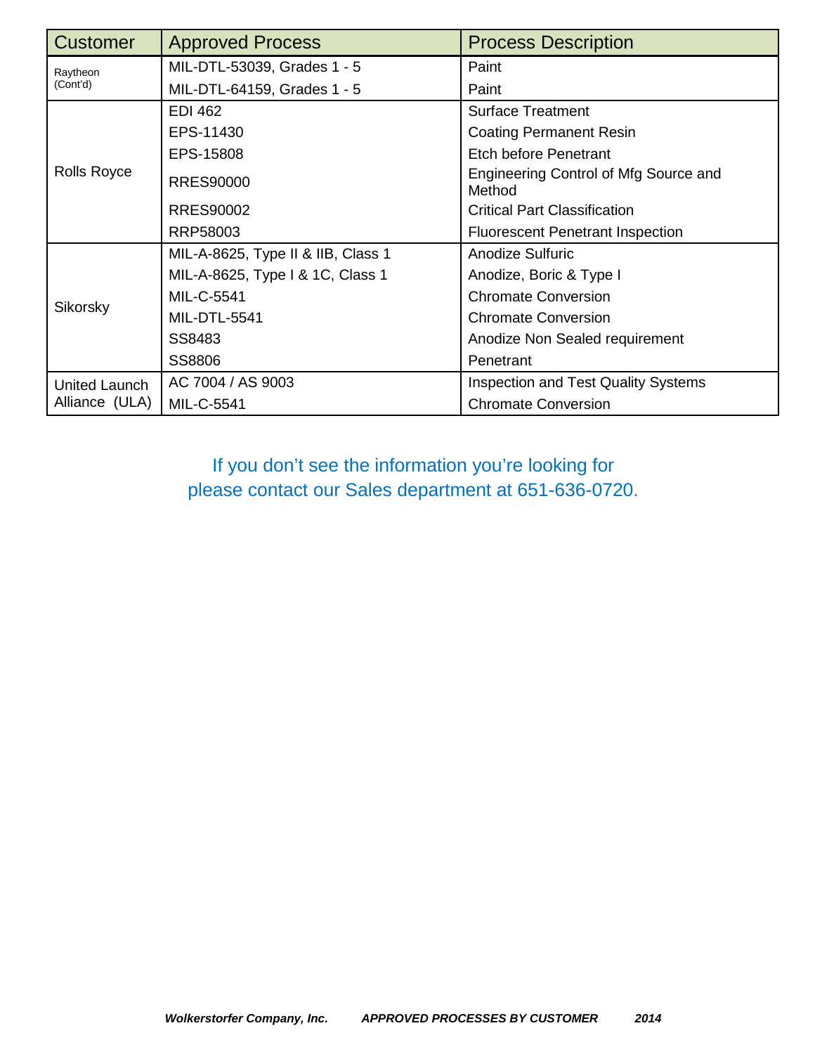| Customer | Approved Process | Process Description |
|---|---|---|
| Raytheon (Cont'd) | MIL-DTL-53039, Grades 1 - 5 | Paint |
| | MIL-DTL-64159, Grades 1 - 5 | Paint |
| Rolls Royce | EDI 462 | Surface Treatment |
| | EPS-11430 | Coating Permanent Resin |
| | EPS-15808 | Etch before Penetrant |
| | RRES90000 | Engineering Control of Mfg Source and Method |
| | RRES90002 | Critical Part Classification |
| | RRP58003 | Fluorescent Penetrant Inspection |
| Sikorsky | MIL-A-8625, Type II & IIB, Class 1 | Anodize Sulfuric |
| | MIL-A-8625, Type I & 1C, Class 1 | Anodize, Boric & Type I |
| | MIL-C-5541 | Chromate Conversion |
| | MIL-DTL-5541 | Chromate Conversion |
| | SS8483 | Anodize Non Sealed requirement |
| | SS8806 | Penetrant |
| United Launch Alliance (ULA) | AC 7004 / AS 9003 | Inspection and Test Quality Systems |
| | MIL-C-5541 | Chromate Conversion |

If you don't see the information you're looking for
please contact our Sales department at 651-636-0720.